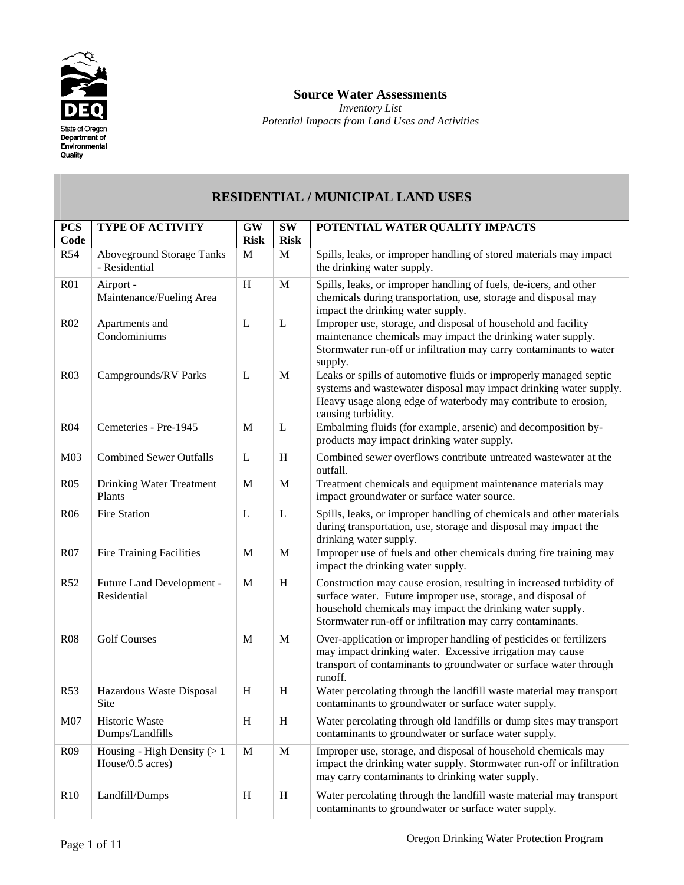State of Oregon Department of Environmental Quality

## Source Water Assessments

*Inventory List*

*Potential Impacts from Land Uses and Activities*

## RESIDENTIAL / MUNICIPAL LAND USES

| PCS Code | TYPE OF ACTIVITY | GW Risk | SW Risk | POTENTIAL WATER QUALITY IMPACTS |
|---|---|---|---|---|
| R54 | Aboveground Storage Tanks - Residential | M | M | Spills, leaks, or improper handling of stored materials may impact the drinking water supply. |
| R01 | Airport - Maintenance/Fueling Area | H | M | Spills, leaks, or improper handling of fuels, de-icers, and other chemicals during transportation, use, storage and disposal may impact the drinking water supply. |
| R02 | Apartments and Condominiums | L | L | Improper use, storage, and disposal of household and facility maintenance chemicals may impact the drinking water supply. Stormwater run-off or infiltration may carry contaminants to water supply. |
| R03 | Campgrounds/RV Parks | L | M | Leaks or spills of automotive fluids or improperly managed septic systems and wastewater disposal may impact drinking water supply. Heavy usage along edge of waterbody may contribute to erosion, causing turbidity. |
| R04 | Cemeteries - Pre-1945 | M | L | Embalming fluids (for example, arsenic) and decomposition by-products may impact drinking water supply. |
| M03 | Combined Sewer Outfalls | L | H | Combined sewer overflows contribute untreated wastewater at the outfall. |
| R05 | Drinking Water Treatment Plants | M | M | Treatment chemicals and equipment maintenance materials may impact groundwater or surface water source. |
| R06 | Fire Station | L | L | Spills, leaks, or improper handling of chemicals and other materials during transportation, use, storage and disposal may impact the drinking water supply. |
| R07 | Fire Training Facilities | M | M | Improper use of fuels and other chemicals during fire training may impact the drinking water supply. |
| R52 | Future Land Development - Residential | M | H | Construction may cause erosion, resulting in increased turbidity of surface water. Future improper use, storage, and disposal of household chemicals may impact the drinking water supply. Stormwater run-off or infiltration may carry contaminants. |
| R08 | Golf Courses | M | M | Over-application or improper handling of pesticides or fertilizers may impact drinking water. Excessive irrigation may cause transport of contaminants to groundwater or surface water through runoff. |
| R53 | Hazardous Waste Disposal Site | H | H | Water percolating through the landfill waste material may transport contaminants to groundwater or surface water supply. |
| M07 | Historic Waste Dumps/Landfills | H | H | Water percolating through old landfills or dump sites may transport contaminants to groundwater or surface water supply. |
| R09 | Housing - High Density (> 1 House/0.5 acres) | M | M | Improper use, storage, and disposal of household chemicals may impact the drinking water supply. Stormwater run-off or infiltration may carry contaminants to drinking water supply. |
| R10 | Landfill/Dumps | H | H | Water percolating through the landfill waste material may transport contaminants to groundwater or surface water supply. |

Oregon Drinking Water Protection Program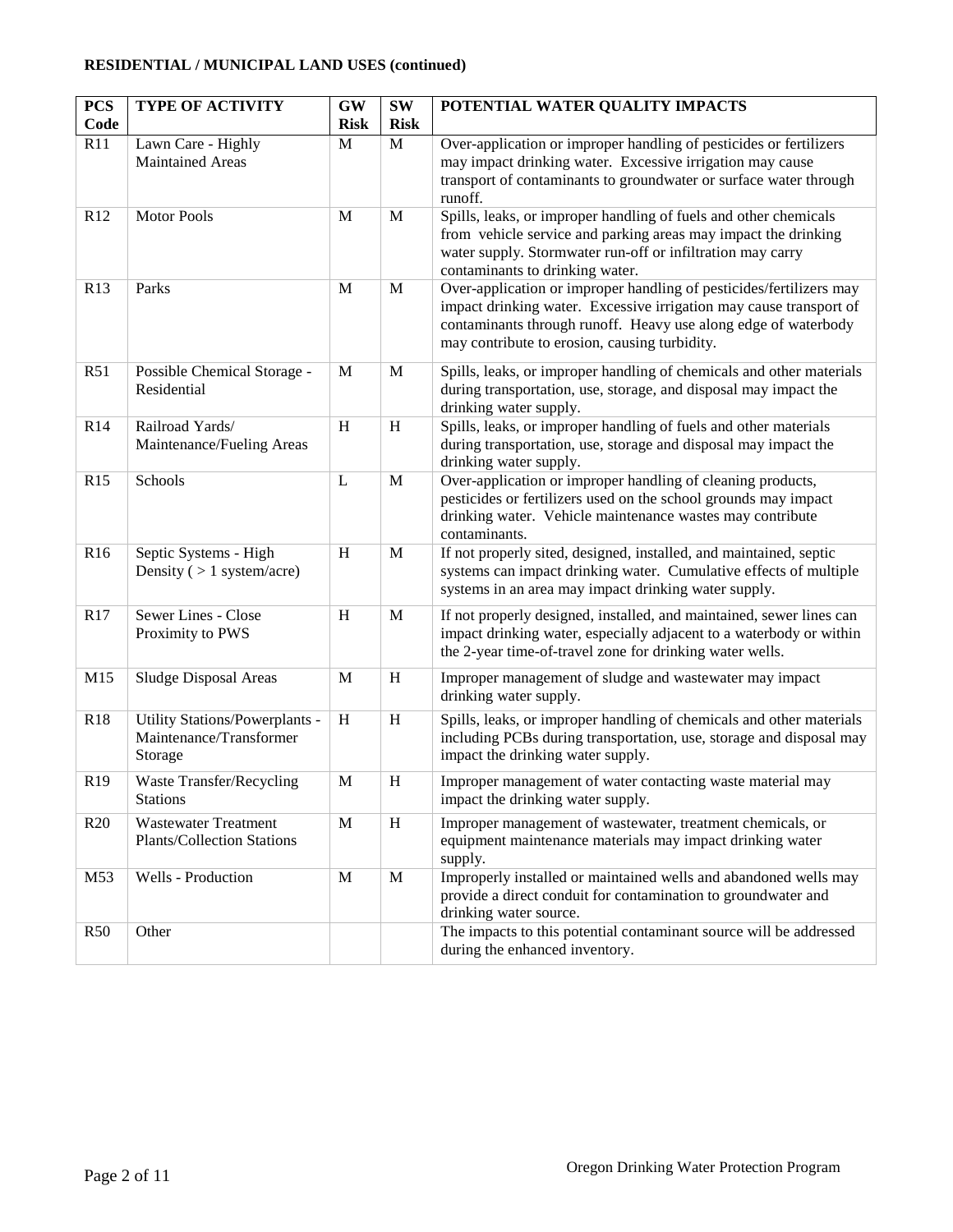**RESIDENTIAL / MUNICIPAL LAND USES (continued)**

| PCS Code | TYPE OF ACTIVITY | GW Risk | SW Risk | POTENTIAL WATER QUALITY IMPACTS |
|---|---|---|---|---|
| R11 | Lawn Care - Highly Maintained Areas | M | M | Over-application or improper handling of pesticides or fertilizers may impact drinking water. Excessive irrigation may cause transport of contaminants to groundwater or surface water through runoff. |
| R12 | Motor Pools | M | M | Spills, leaks, or improper handling of fuels and other chemicals from vehicle service and parking areas may impact the drinking water supply. Stormwater run-off or infiltration may carry contaminants to drinking water. |
| R13 | Parks | M | M | Over-application or improper handling of pesticides/fertilizers may impact drinking water. Excessive irrigation may cause transport of contaminants through runoff. Heavy use along edge of waterbody may contribute to erosion, causing turbidity. |
| R51 | Possible Chemical Storage - Residential | M | M | Spills, leaks, or improper handling of chemicals and other materials during transportation, use, storage, and disposal may impact the drinking water supply. |
| R14 | Railroad Yards/ Maintenance/Fueling Areas | H | H | Spills, leaks, or improper handling of fuels and other materials during transportation, use, storage and disposal may impact the drinking water supply. |
| R15 | Schools | L | M | Over-application or improper handling of cleaning products, pesticides or fertilizers used on the school grounds may impact drinking water. Vehicle maintenance wastes may contribute contaminants. |
| R16 | Septic Systems - High Density ( > 1 system/acre) | H | M | If not properly sited, designed, installed, and maintained, septic systems can impact drinking water. Cumulative effects of multiple systems in an area may impact drinking water supply. |
| R17 | Sewer Lines - Close Proximity to PWS | H | M | If not properly designed, installed, and maintained, sewer lines can impact drinking water, especially adjacent to a waterbody or within the 2-year time-of-travel zone for drinking water wells. |
| M15 | Sludge Disposal Areas | M | H | Improper management of sludge and wastewater may impact drinking water supply. |
| R18 | Utility Stations/Powerplants - Maintenance/Transformer Storage | H | H | Spills, leaks, or improper handling of chemicals and other materials including PCBs during transportation, use, storage and disposal may impact the drinking water supply. |
| R19 | Waste Transfer/Recycling Stations | M | H | Improper management of water contacting waste material may impact the drinking water supply. |
| R20 | Wastewater Treatment Plants/Collection Stations | M | H | Improper management of wastewater, treatment chemicals, or equipment maintenance materials may impact drinking water supply. |
| M53 | Wells - Production | M | M | Improperly installed or maintained wells and abandoned wells may provide a direct conduit for contamination to groundwater and drinking water source. |
| R50 | Other | | | The impacts to this potential contaminant source will be addressed during the enhanced inventory. |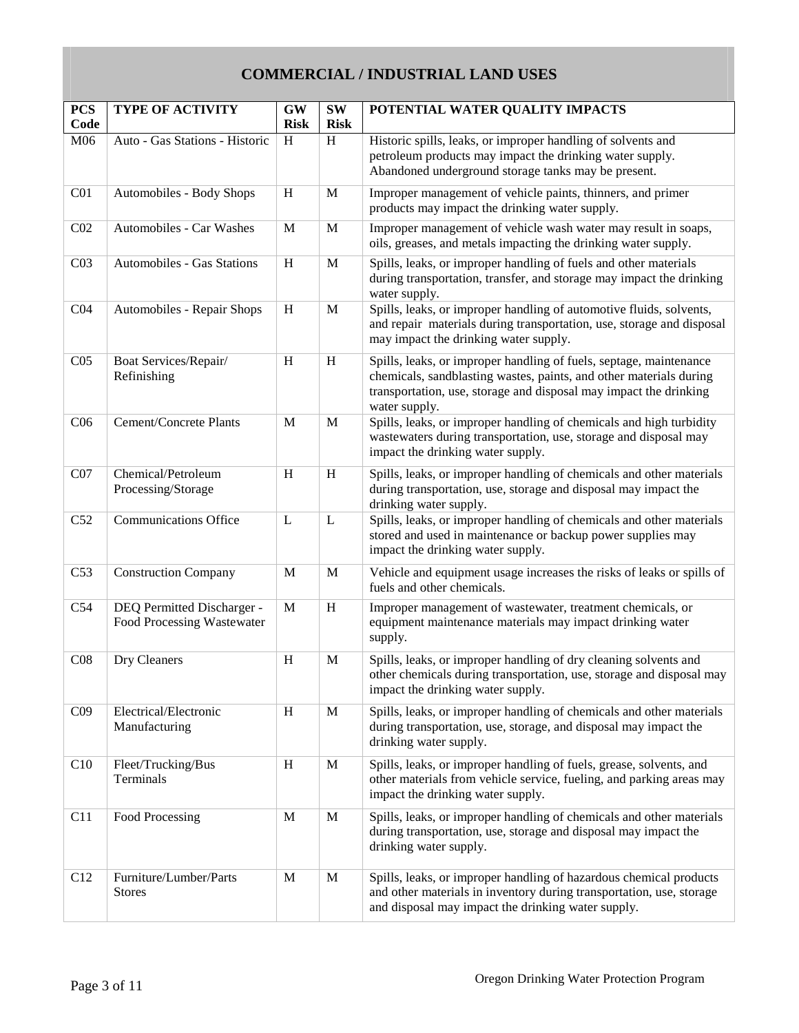## COMMERCIAL / INDUSTRIAL LAND USES

| PCS Code | TYPE OF ACTIVITY | GW Risk | SW Risk | POTENTIAL WATER QUALITY IMPACTS |
|---|---|---|---|---|
| M06 | Auto - Gas Stations - Historic | H | H | Historic spills, leaks, or improper handling of solvents and petroleum products may impact the drinking water supply. Abandoned underground storage tanks may be present. |
| C01 | Automobiles - Body Shops | H | M | Improper management of vehicle paints, thinners, and primer products may impact the drinking water supply. |
| C02 | Automobiles - Car Washes | M | M | Improper management of vehicle wash water may result in soaps, oils, greases, and metals impacting the drinking water supply. |
| C03 | Automobiles - Gas Stations | H | M | Spills, leaks, or improper handling of fuels and other materials during transportation, transfer, and storage may impact the drinking water supply. |
| C04 | Automobiles - Repair Shops | H | M | Spills, leaks, or improper handling of automotive fluids, solvents, and repair materials during transportation, use, storage and disposal may impact the drinking water supply. |
| C05 | Boat Services/Repair/ Refinishing | H | H | Spills, leaks, or improper handling of fuels, septage, maintenance chemicals, sandblasting wastes, paints, and other materials during transportation, use, storage and disposal may impact the drinking water supply. |
| C06 | Cement/Concrete Plants | M | M | Spills, leaks, or improper handling of chemicals and high turbidity wastewaters during transportation, use, storage and disposal may impact the drinking water supply. |
| C07 | Chemical/Petroleum Processing/Storage | H | H | Spills, leaks, or improper handling of chemicals and other materials during transportation, use, storage and disposal may impact the drinking water supply. |
| C52 | Communications Office | L | L | Spills, leaks, or improper handling of chemicals and other materials stored and used in maintenance or backup power supplies may impact the drinking water supply. |
| C53 | Construction Company | M | M | Vehicle and equipment usage increases the risks of leaks or spills of fuels and other chemicals. |
| C54 | DEQ Permitted Discharger - Food Processing Wastewater | M | H | Improper management of wastewater, treatment chemicals, or equipment maintenance materials may impact drinking water supply. |
| C08 | Dry Cleaners | H | M | Spills, leaks, or improper handling of dry cleaning solvents and other chemicals during transportation, use, storage and disposal may impact the drinking water supply. |
| C09 | Electrical/Electronic Manufacturing | H | M | Spills, leaks, or improper handling of chemicals and other materials during transportation, use, storage, and disposal may impact the drinking water supply. |
| C10 | Fleet/Trucking/Bus Terminals | H | M | Spills, leaks, or improper handling of fuels, grease, solvents, and other materials from vehicle service, fueling, and parking areas may impact the drinking water supply. |
| C11 | Food Processing | M | M | Spills, leaks, or improper handling of chemicals and other materials during transportation, use, storage and disposal may impact the drinking water supply. |
| C12 | Furniture/Lumber/Parts Stores | M | M | Spills, leaks, or improper handling of hazardous chemical products and other materials in inventory during transportation, use, storage and disposal may impact the drinking water supply. |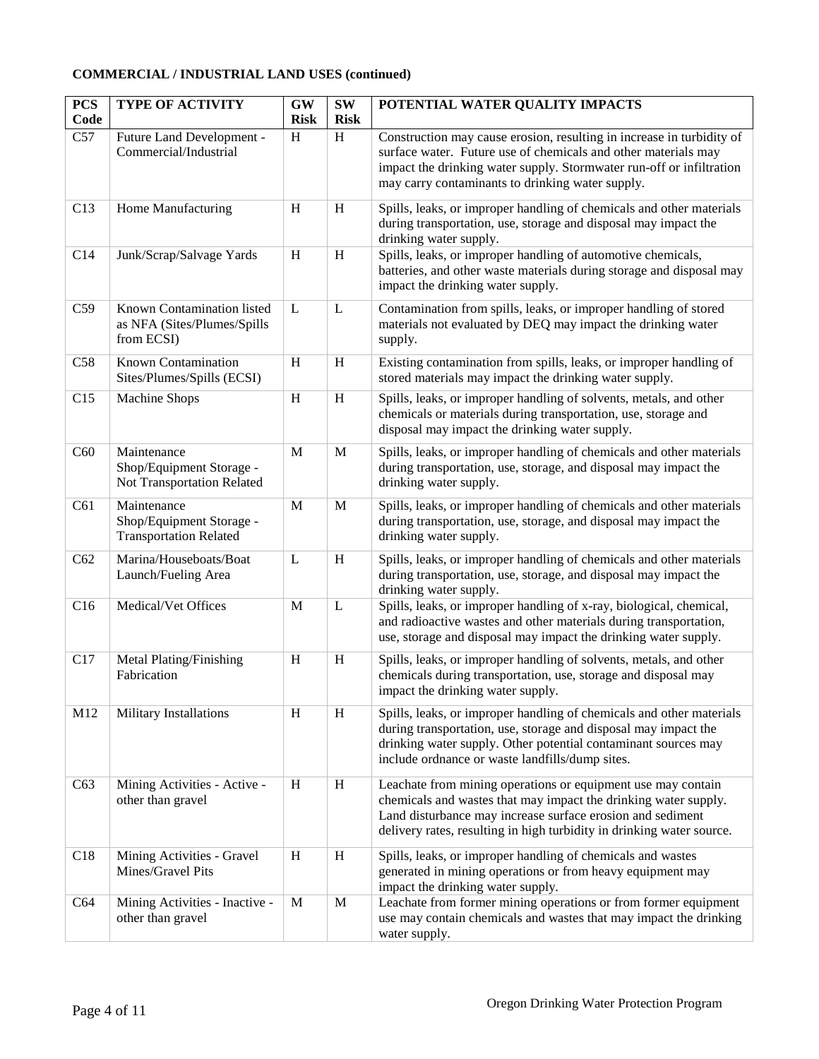**COMMERCIAL / INDUSTRIAL LAND USES (continued)**

| PCS Code | TYPE OF ACTIVITY | GW Risk | SW Risk | POTENTIAL WATER QUALITY IMPACTS |
|---|---|---|---|---|
| C57 | Future Land Development - Commercial/Industrial | H | H | Construction may cause erosion, resulting in increase in turbidity of surface water. Future use of chemicals and other materials may impact the drinking water supply. Stormwater run-off or infiltration may carry contaminants to drinking water supply. |
| C13 | Home Manufacturing | H | H | Spills, leaks, or improper handling of chemicals and other materials during transportation, use, storage and disposal may impact the drinking water supply. |
| C14 | Junk/Scrap/Salvage Yards | H | H | Spills, leaks, or improper handling of automotive chemicals, batteries, and other waste materials during storage and disposal may impact the drinking water supply. |
| C59 | Known Contamination listed as NFA (Sites/Plumes/Spills from ECSI) | L | L | Contamination from spills, leaks, or improper handling of stored materials not evaluated by DEQ may impact the drinking water supply. |
| C58 | Known Contamination Sites/Plumes/Spills (ECSI) | H | H | Existing contamination from spills, leaks, or improper handling of stored materials may impact the drinking water supply. |
| C15 | Machine Shops | H | H | Spills, leaks, or improper handling of solvents, metals, and other chemicals or materials during transportation, use, storage and disposal may impact the drinking water supply. |
| C60 | Maintenance Shop/Equipment Storage - Not Transportation Related | M | M | Spills, leaks, or improper handling of chemicals and other materials during transportation, use, storage, and disposal may impact the drinking water supply. |
| C61 | Maintenance Shop/Equipment Storage - Transportation Related | M | M | Spills, leaks, or improper handling of chemicals and other materials during transportation, use, storage, and disposal may impact the drinking water supply. |
| C62 | Marina/Houseboats/Boat Launch/Fueling Area | L | H | Spills, leaks, or improper handling of chemicals and other materials during transportation, use, storage, and disposal may impact the drinking water supply. |
| C16 | Medical/Vet Offices | M | L | Spills, leaks, or improper handling of x-ray, biological, chemical, and radioactive wastes and other materials during transportation, use, storage and disposal may impact the drinking water supply. |
| C17 | Metal Plating/Finishing Fabrication | H | H | Spills, leaks, or improper handling of solvents, metals, and other chemicals during transportation, use, storage and disposal may impact the drinking water supply. |
| M12 | Military Installations | H | H | Spills, leaks, or improper handling of chemicals and other materials during transportation, use, storage and disposal may impact the drinking water supply. Other potential contaminant sources may include ordnance or waste landfills/dump sites. |
| C63 | Mining Activities - Active - other than gravel | H | H | Leachate from mining operations or equipment use may contain chemicals and wastes that may impact the drinking water supply. Land disturbance may increase surface erosion and sediment delivery rates, resulting in high turbidity in drinking water source. |
| C18 | Mining Activities - Gravel Mines/Gravel Pits | H | H | Spills, leaks, or improper handling of chemicals and wastes generated in mining operations or from heavy equipment may impact the drinking water supply. |
| C64 | Mining Activities - Inactive - other than gravel | M | M | Leachate from former mining operations or from former equipment use may contain chemicals and wastes that may impact the drinking water supply. |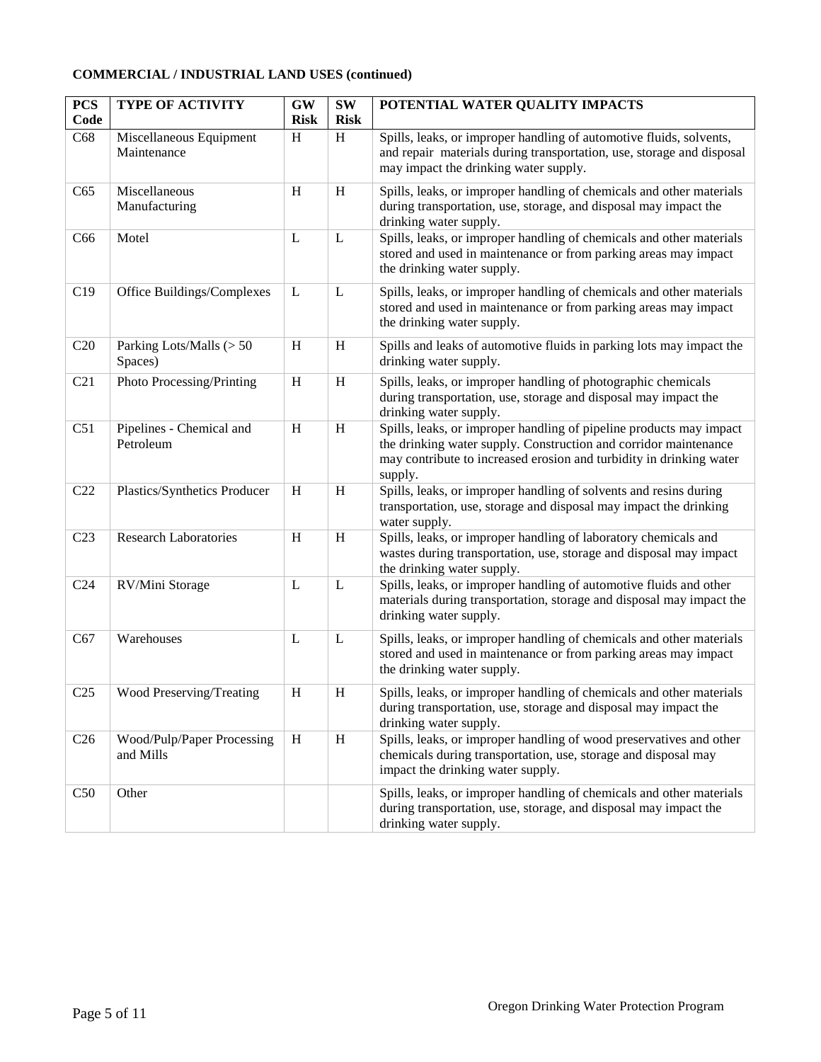**COMMERCIAL / INDUSTRIAL LAND USES (continued)**

| PCS Code | TYPE OF ACTIVITY | GW Risk | SW Risk | POTENTIAL WATER QUALITY IMPACTS |
|---|---|---|---|---|
| C68 | Miscellaneous Equipment Maintenance | H | H | Spills, leaks, or improper handling of automotive fluids, solvents, and repair materials during transportation, use, storage and disposal may impact the drinking water supply. |
| C65 | Miscellaneous Manufacturing | H | H | Spills, leaks, or improper handling of chemicals and other materials during transportation, use, storage, and disposal may impact the drinking water supply. |
| C66 | Motel | L | L | Spills, leaks, or improper handling of chemicals and other materials stored and used in maintenance or from parking areas may impact the drinking water supply. |
| C19 | Office Buildings/Complexes | L | L | Spills, leaks, or improper handling of chemicals and other materials stored and used in maintenance or from parking areas may impact the drinking water supply. |
| C20 | Parking Lots/Malls (> 50 Spaces) | H | H | Spills and leaks of automotive fluids in parking lots may impact the drinking water supply. |
| C21 | Photo Processing/Printing | H | H | Spills, leaks, or improper handling of photographic chemicals during transportation, use, storage and disposal may impact the drinking water supply. |
| C51 | Pipelines - Chemical and Petroleum | H | H | Spills, leaks, or improper handling of pipeline products may impact the drinking water supply. Construction and corridor maintenance may contribute to increased erosion and turbidity in drinking water supply. |
| C22 | Plastics/Synthetics Producer | H | H | Spills, leaks, or improper handling of solvents and resins during transportation, use, storage and disposal may impact the drinking water supply. |
| C23 | Research Laboratories | H | H | Spills, leaks, or improper handling of laboratory chemicals and wastes during transportation, use, storage and disposal may impact the drinking water supply. |
| C24 | RV/Mini Storage | L | L | Spills, leaks, or improper handling of automotive fluids and other materials during transportation, storage and disposal may impact the drinking water supply. |
| C67 | Warehouses | L | L | Spills, leaks, or improper handling of chemicals and other materials stored and used in maintenance or from parking areas may impact the drinking water supply. |
| C25 | Wood Preserving/Treating | H | H | Spills, leaks, or improper handling of chemicals and other materials during transportation, use, storage and disposal may impact the drinking water supply. |
| C26 | Wood/Pulp/Paper Processing and Mills | H | H | Spills, leaks, or improper handling of wood preservatives and other chemicals during transportation, use, storage and disposal may impact the drinking water supply. |
| C50 | Other | | | Spills, leaks, or improper handling of chemicals and other materials during transportation, use, storage, and disposal may impact the drinking water supply. |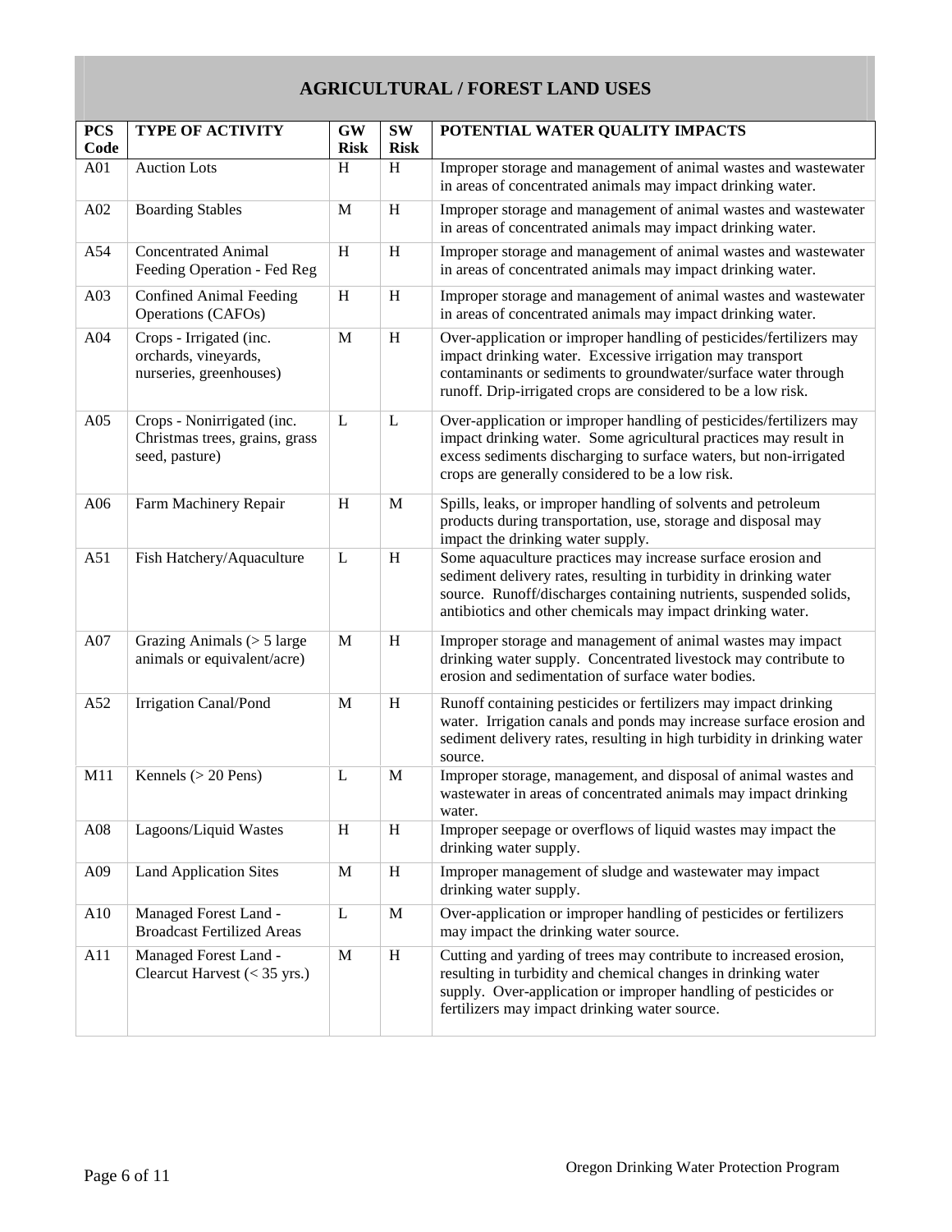## AGRICULTURAL / FOREST LAND USES

| PCS Code | TYPE OF ACTIVITY | GW Risk | SW Risk | POTENTIAL WATER QUALITY IMPACTS |
|---|---|---|---|---|
| A01 | Auction Lots | H | H | Improper storage and management of animal wastes and wastewater in areas of concentrated animals may impact drinking water. |
| A02 | Boarding Stables | M | H | Improper storage and management of animal wastes and wastewater in areas of concentrated animals may impact drinking water. |
| A54 | Concentrated Animal Feeding Operation - Fed Reg | H | H | Improper storage and management of animal wastes and wastewater in areas of concentrated animals may impact drinking water. |
| A03 | Confined Animal Feeding Operations (CAFOs) | H | H | Improper storage and management of animal wastes and wastewater in areas of concentrated animals may impact drinking water. |
| A04 | Crops - Irrigated (inc. orchards, vineyards, nurseries, greenhouses) | M | H | Over-application or improper handling of pesticides/fertilizers may impact drinking water. Excessive irrigation may transport contaminants or sediments to groundwater/surface water through runoff. Drip-irrigated crops are considered to be a low risk. |
| A05 | Crops - Nonirrigated (inc. Christmas trees, grains, grass seed, pasture) | L | L | Over-application or improper handling of pesticides/fertilizers may impact drinking water. Some agricultural practices may result in excess sediments discharging to surface waters, but non-irrigated crops are generally considered to be a low risk. |
| A06 | Farm Machinery Repair | H | M | Spills, leaks, or improper handling of solvents and petroleum products during transportation, use, storage and disposal may impact the drinking water supply. |
| A51 | Fish Hatchery/Aquaculture | L | H | Some aquaculture practices may increase surface erosion and sediment delivery rates, resulting in turbidity in drinking water source. Runoff/discharges containing nutrients, suspended solids, antibiotics and other chemicals may impact drinking water. |
| A07 | Grazing Animals (> 5 large animals or equivalent/acre) | M | H | Improper storage and management of animal wastes may impact drinking water supply. Concentrated livestock may contribute to erosion and sedimentation of surface water bodies. |
| A52 | Irrigation Canal/Pond | M | H | Runoff containing pesticides or fertilizers may impact drinking water. Irrigation canals and ponds may increase surface erosion and sediment delivery rates, resulting in high turbidity in drinking water source. |
| M11 | Kennels (> 20 Pens) | L | M | Improper storage, management, and disposal of animal wastes and wastewater in areas of concentrated animals may impact drinking water. |
| A08 | Lagoons/Liquid Wastes | H | H | Improper seepage or overflows of liquid wastes may impact the drinking water supply. |
| A09 | Land Application Sites | M | H | Improper management of sludge and wastewater may impact drinking water supply. |
| A10 | Managed Forest Land - Broadcast Fertilized Areas | L | M | Over-application or improper handling of pesticides or fertilizers may impact the drinking water source. |
| A11 | Managed Forest Land - Clearcut Harvest (< 35 yrs.) | M | H | Cutting and yarding of trees may contribute to increased erosion, resulting in turbidity and chemical changes in drinking water supply. Over-application or improper handling of pesticides or fertilizers may impact drinking water source. |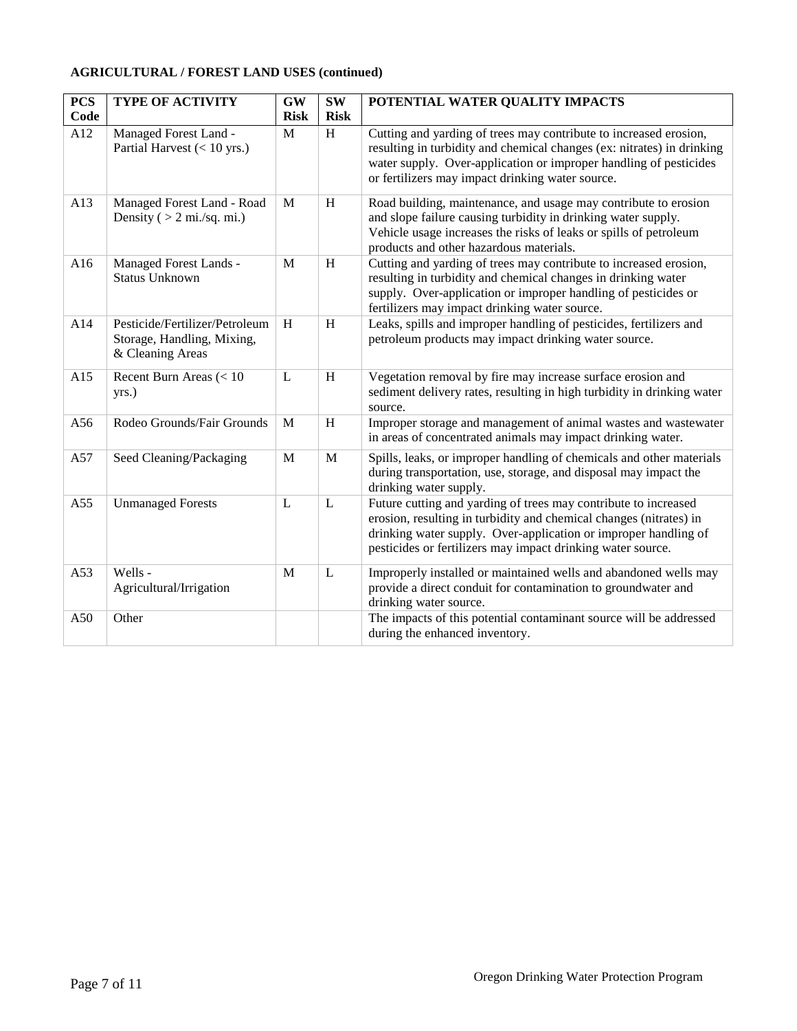**AGRICULTURAL / FOREST LAND USES (continued)**

| PCS Code | TYPE OF ACTIVITY | GW Risk | SW Risk | POTENTIAL WATER QUALITY IMPACTS |
|---|---|---|---|---|
| A12 | Managed Forest Land - Partial Harvest (< 10 yrs.) | M | H | Cutting and yarding of trees may contribute to increased erosion, resulting in turbidity and chemical changes (ex: nitrates) in drinking water supply. Over-application or improper handling of pesticides or fertilizers may impact drinking water source. |
| A13 | Managed Forest Land - Road Density ( > 2 mi./sq. mi.) | M | H | Road building, maintenance, and usage may contribute to erosion and slope failure causing turbidity in drinking water supply. Vehicle usage increases the risks of leaks or spills of petroleum products and other hazardous materials. |
| A16 | Managed Forest Lands - Status Unknown | M | H | Cutting and yarding of trees may contribute to increased erosion, resulting in turbidity and chemical changes in drinking water supply. Over-application or improper handling of pesticides or fertilizers may impact drinking water source. |
| A14 | Pesticide/Fertilizer/Petroleum Storage, Handling, Mixing, & Cleaning Areas | H | H | Leaks, spills and improper handling of pesticides, fertilizers and petroleum products may impact drinking water source. |
| A15 | Recent Burn Areas (< 10 yrs.) | L | H | Vegetation removal by fire may increase surface erosion and sediment delivery rates, resulting in high turbidity in drinking water source. |
| A56 | Rodeo Grounds/Fair Grounds | M | H | Improper storage and management of animal wastes and wastewater in areas of concentrated animals may impact drinking water. |
| A57 | Seed Cleaning/Packaging | M | M | Spills, leaks, or improper handling of chemicals and other materials during transportation, use, storage, and disposal may impact the drinking water supply. |
| A55 | Unmanaged Forests | L | L | Future cutting and yarding of trees may contribute to increased erosion, resulting in turbidity and chemical changes (nitrates) in drinking water supply. Over-application or improper handling of pesticides or fertilizers may impact drinking water source. |
| A53 | Wells - Agricultural/Irrigation | M | L | Improperly installed or maintained wells and abandoned wells may provide a direct conduit for contamination to groundwater and drinking water source. |
| A50 | Other | | | The impacts of this potential contaminant source will be addressed during the enhanced inventory. |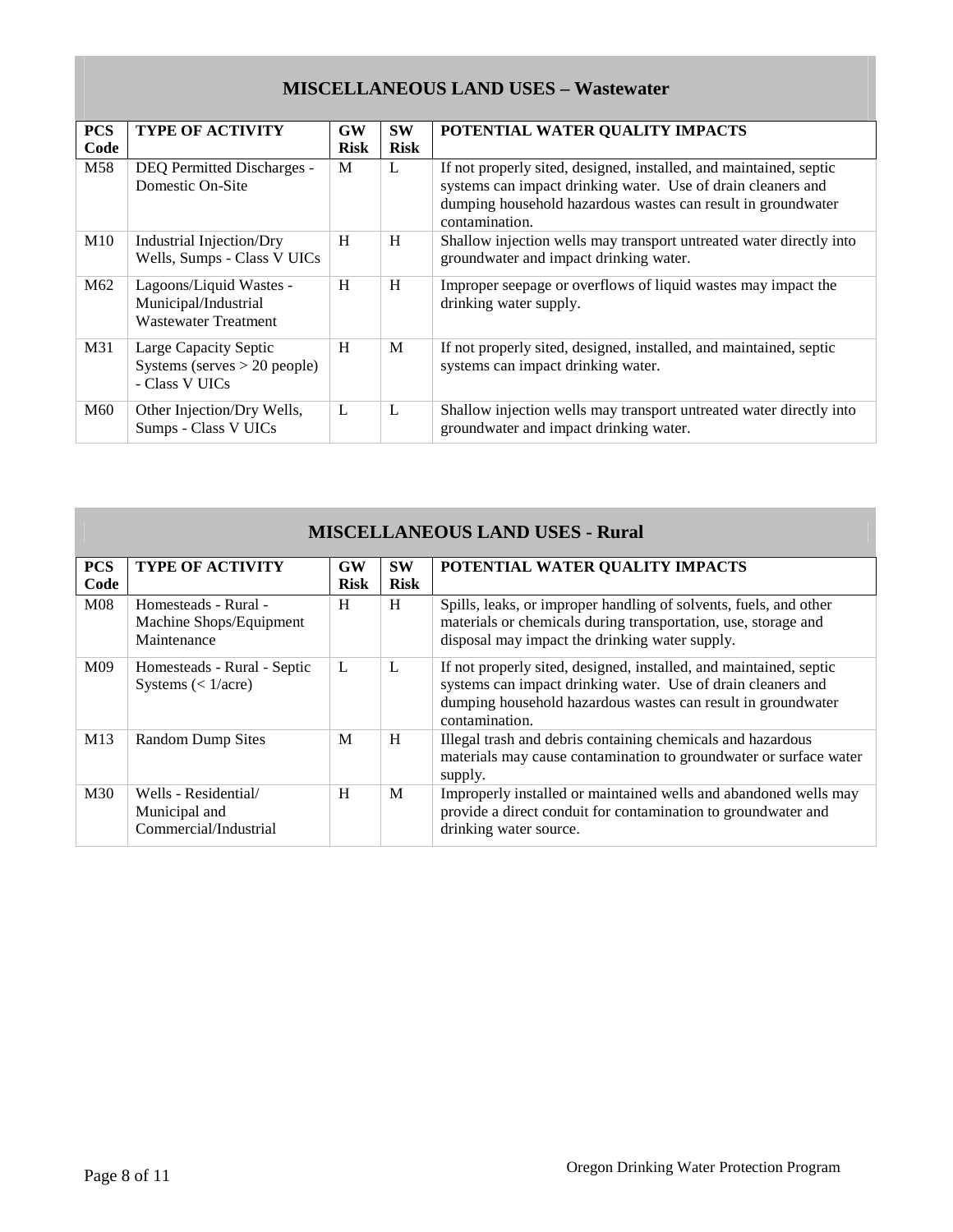## MISCELLANEOUS LAND USES – Wastewater

| PCS Code | TYPE OF ACTIVITY | GW Risk | SW Risk | POTENTIAL WATER QUALITY IMPACTS |
|---|---|---|---|---|
| M58 | DEQ Permitted Discharges - Domestic On-Site | M | L | If not properly sited, designed, installed, and maintained, septic systems can impact drinking water. Use of drain cleaners and dumping household hazardous wastes can result in groundwater contamination. |
| M10 | Industrial Injection/Dry Wells, Sumps - Class V UICs | H | H | Shallow injection wells may transport untreated water directly into groundwater and impact drinking water. |
| M62 | Lagoons/Liquid Wastes - Municipal/Industrial Wastewater Treatment | H | H | Improper seepage or overflows of liquid wastes may impact the drinking water supply. |
| M31 | Large Capacity Septic Systems (serves > 20 people) - Class V UICs | H | M | If not properly sited, designed, installed, and maintained, septic systems can impact drinking water. |
| M60 | Other Injection/Dry Wells, Sumps - Class V UICs | L | L | Shallow injection wells may transport untreated water directly into groundwater and impact drinking water. |

## MISCELLANEOUS LAND USES - Rural

| PCS Code | TYPE OF ACTIVITY | GW Risk | SW Risk | POTENTIAL WATER QUALITY IMPACTS |
|---|---|---|---|---|
| M08 | Homesteads - Rural - Machine Shops/Equipment Maintenance | H | H | Spills, leaks, or improper handling of solvents, fuels, and other materials or chemicals during transportation, use, storage and disposal may impact the drinking water supply. |
| M09 | Homesteads - Rural - Septic Systems (< 1/acre) | L | L | If not properly sited, designed, installed, and maintained, septic systems can impact drinking water. Use of drain cleaners and dumping household hazardous wastes can result in groundwater contamination. |
| M13 | Random Dump Sites | M | H | Illegal trash and debris containing chemicals and hazardous materials may cause contamination to groundwater or surface water supply. |
| M30 | Wells - Residential/ Municipal and Commercial/Industrial | H | M | Improperly installed or maintained wells and abandoned wells may provide a direct conduit for contamination to groundwater and drinking water source. |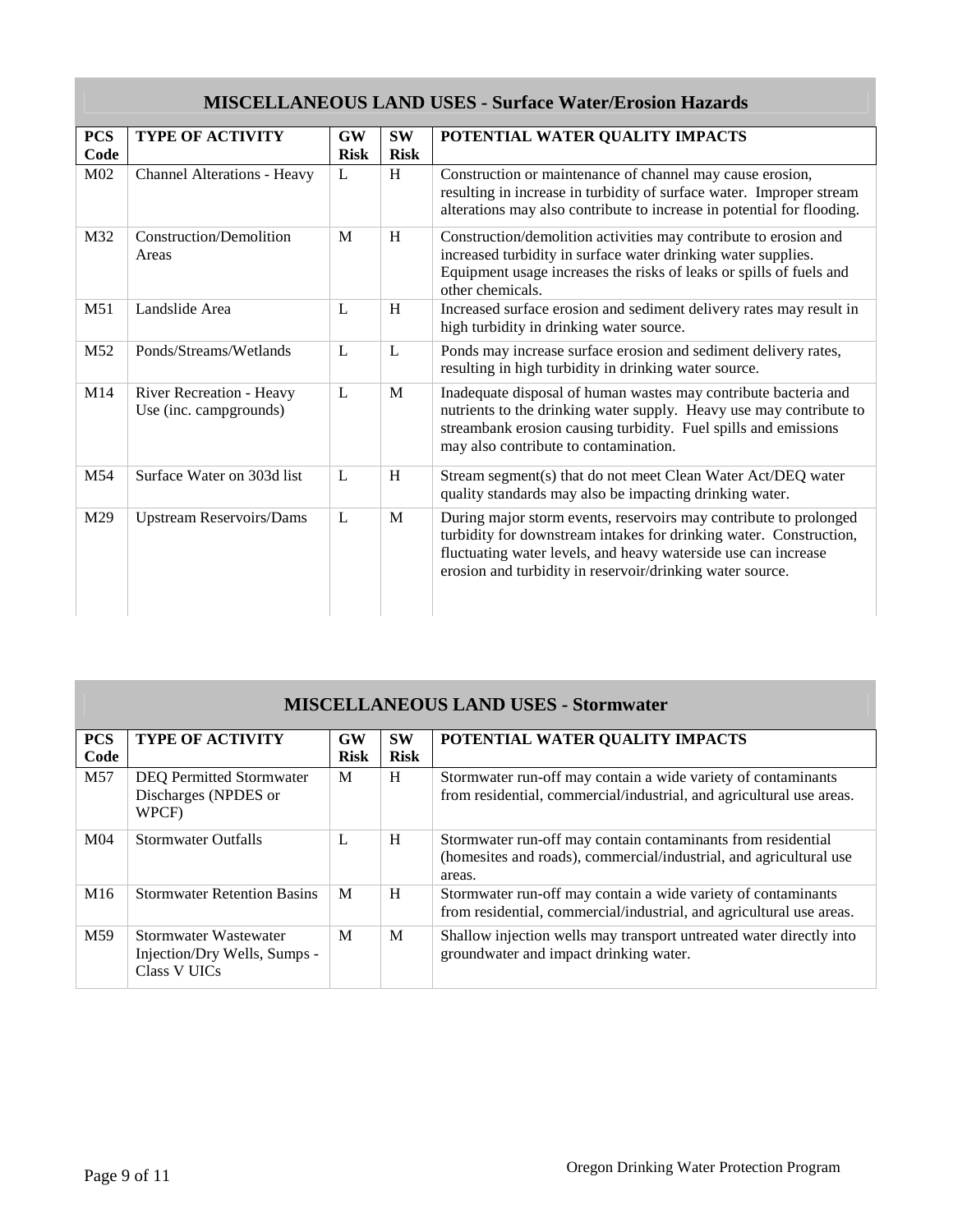## MISCELLANEOUS LAND USES - Surface Water/Erosion Hazards

| PCS Code | TYPE OF ACTIVITY | GW Risk | SW Risk | POTENTIAL WATER QUALITY IMPACTS |
|---|---|---|---|---|
| M02 | Channel Alterations - Heavy | L | H | Construction or maintenance of channel may cause erosion, resulting in increase in turbidity of surface water. Improper stream alterations may also contribute to increase in potential for flooding. |
| M32 | Construction/Demolition Areas | M | H | Construction/demolition activities may contribute to erosion and increased turbidity in surface water drinking water supplies. Equipment usage increases the risks of leaks or spills of fuels and other chemicals. |
| M51 | Landslide Area | L | H | Increased surface erosion and sediment delivery rates may result in high turbidity in drinking water source. |
| M52 | Ponds/Streams/Wetlands | L | L | Ponds may increase surface erosion and sediment delivery rates, resulting in high turbidity in drinking water source. |
| M14 | River Recreation - Heavy Use (inc. campgrounds) | L | M | Inadequate disposal of human wastes may contribute bacteria and nutrients to the drinking water supply. Heavy use may contribute to streambank erosion causing turbidity. Fuel spills and emissions may also contribute to contamination. |
| M54 | Surface Water on 303d list | L | H | Stream segment(s) that do not meet Clean Water Act/DEQ water quality standards may also be impacting drinking water. |
| M29 | Upstream Reservoirs/Dams | L | M | During major storm events, reservoirs may contribute to prolonged turbidity for downstream intakes for drinking water. Construction, fluctuating water levels, and heavy waterside use can increase erosion and turbidity in reservoir/drinking water source. |

## MISCELLANEOUS LAND USES - Stormwater

| PCS Code | TYPE OF ACTIVITY | GW Risk | SW Risk | POTENTIAL WATER QUALITY IMPACTS |
|---|---|---|---|---|
| M57 | DEQ Permitted Stormwater Discharges (NPDES or WPCF) | M | H | Stormwater run-off may contain a wide variety of contaminants from residential, commercial/industrial, and agricultural use areas. |
| M04 | Stormwater Outfalls | L | H | Stormwater run-off may contain contaminants from residential (homesites and roads), commercial/industrial, and agricultural use areas. |
| M16 | Stormwater Retention Basins | M | H | Stormwater run-off may contain a wide variety of contaminants from residential, commercial/industrial, and agricultural use areas. |
| M59 | Stormwater Wastewater Injection/Dry Wells, Sumps - Class V UICs | M | M | Shallow injection wells may transport untreated water directly into groundwater and impact drinking water. |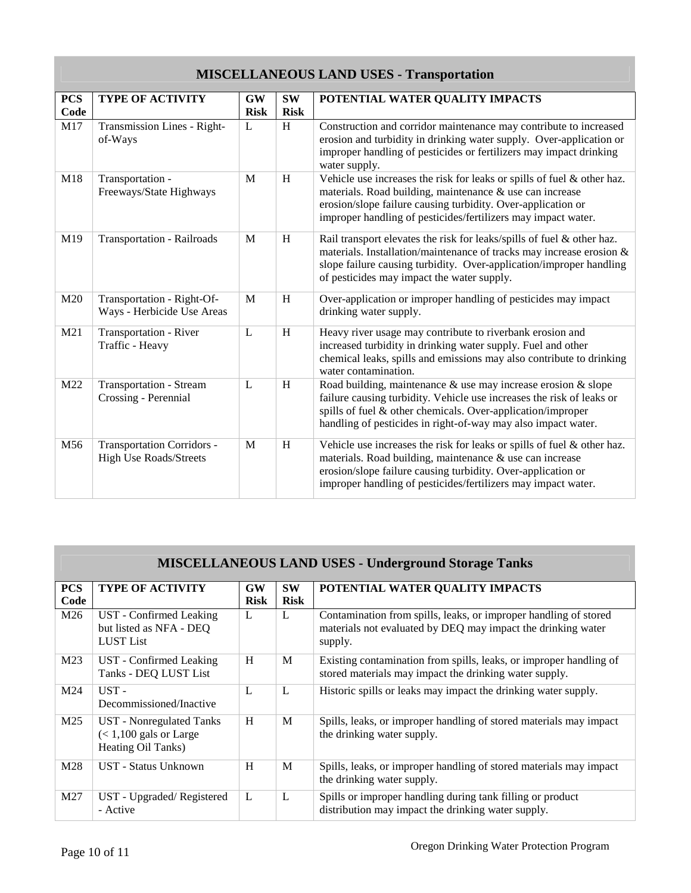## MISCELLANEOUS LAND USES - Transportation

| PCS Code | TYPE OF ACTIVITY | GW Risk | SW Risk | POTENTIAL WATER QUALITY IMPACTS |
|---|---|---|---|---|
| M17 | Transmission Lines - Right-of-Ways | L | H | Construction and corridor maintenance may contribute to increased erosion and turbidity in drinking water supply. Over-application or improper handling of pesticides or fertilizers may impact drinking water supply. |
| M18 | Transportation - Freeways/State Highways | M | H | Vehicle use increases the risk for leaks or spills of fuel & other haz. materials. Road building, maintenance & use can increase erosion/slope failure causing turbidity. Over-application or improper handling of pesticides/fertilizers may impact water. |
| M19 | Transportation - Railroads | M | H | Rail transport elevates the risk for leaks/spills of fuel & other haz. materials. Installation/maintenance of tracks may increase erosion & slope failure causing turbidity. Over-application/improper handling of pesticides may impact the water supply. |
| M20 | Transportation - Right-Of-Ways - Herbicide Use Areas | M | H | Over-application or improper handling of pesticides may impact drinking water supply. |
| M21 | Transportation - River Traffic - Heavy | L | H | Heavy river usage may contribute to riverbank erosion and increased turbidity in drinking water supply. Fuel and other chemical leaks, spills and emissions may also contribute to drinking water contamination. |
| M22 | Transportation - Stream Crossing - Perennial | L | H | Road building, maintenance & use may increase erosion & slope failure causing turbidity. Vehicle use increases the risk of leaks or spills of fuel & other chemicals. Over-application/improper handling of pesticides in right-of-way may also impact water. |
| M56 | Transportation Corridors - High Use Roads/Streets | M | H | Vehicle use increases the risk for leaks or spills of fuel & other haz. materials. Road building, maintenance & use can increase erosion/slope failure causing turbidity. Over-application or improper handling of pesticides/fertilizers may impact water. |

## MISCELLANEOUS LAND USES - Underground Storage Tanks

| PCS Code | TYPE OF ACTIVITY | GW Risk | SW Risk | POTENTIAL WATER QUALITY IMPACTS |
|---|---|---|---|---|
| M26 | UST - Confirmed Leaking but listed as NFA - DEQ LUST List | L | L | Contamination from spills, leaks, or improper handling of stored materials not evaluated by DEQ may impact the drinking water supply. |
| M23 | UST - Confirmed Leaking Tanks - DEQ LUST List | H | M | Existing contamination from spills, leaks, or improper handling of stored materials may impact the drinking water supply. |
| M24 | UST - Decommissioned/Inactive | L | L | Historic spills or leaks may impact the drinking water supply. |
| M25 | UST - Nonregulated Tanks (< 1,100 gals or Large Heating Oil Tanks) | H | M | Spills, leaks, or improper handling of stored materials may impact the drinking water supply. |
| M28 | UST - Status Unknown | H | M | Spills, leaks, or improper handling of stored materials may impact the drinking water supply. |
| M27 | UST - Upgraded/ Registered - Active | L | L | Spills or improper handling during tank filling or product distribution may impact the drinking water supply. |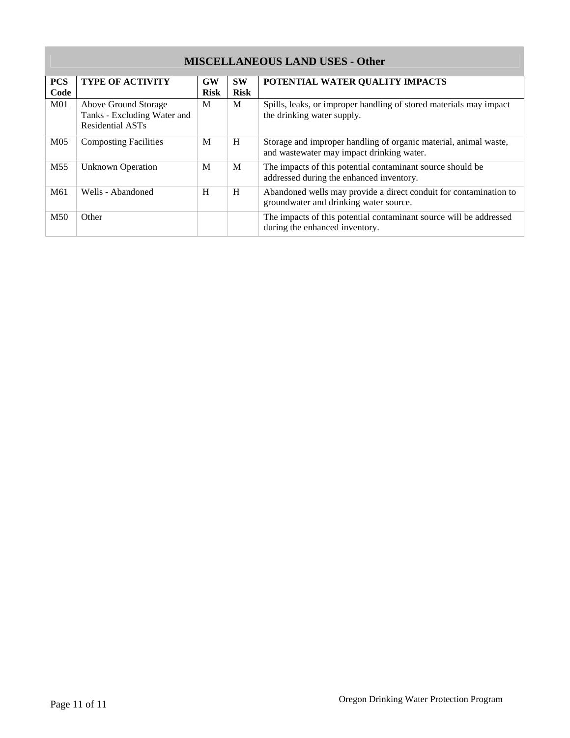## MISCELLANEOUS LAND USES - Other

| PCS Code | TYPE OF ACTIVITY | GW Risk | SW Risk | POTENTIAL WATER QUALITY IMPACTS |
|---|---|---|---|---|
| M01 | Above Ground Storage Tanks - Excluding Water and Residential ASTs | M | M | Spills, leaks, or improper handling of stored materials may impact the drinking water supply. |
| M05 | Composting Facilities | M | H | Storage and improper handling of organic material, animal waste, and wastewater may impact drinking water. |
| M55 | Unknown Operation | M | M | The impacts of this potential contaminant source should be addressed during the enhanced inventory. |
| M61 | Wells - Abandoned | H | H | Abandoned wells may provide a direct conduit for contamination to groundwater and drinking water source. |
| M50 | Other | | | The impacts of this potential contaminant source will be addressed during the enhanced inventory. |